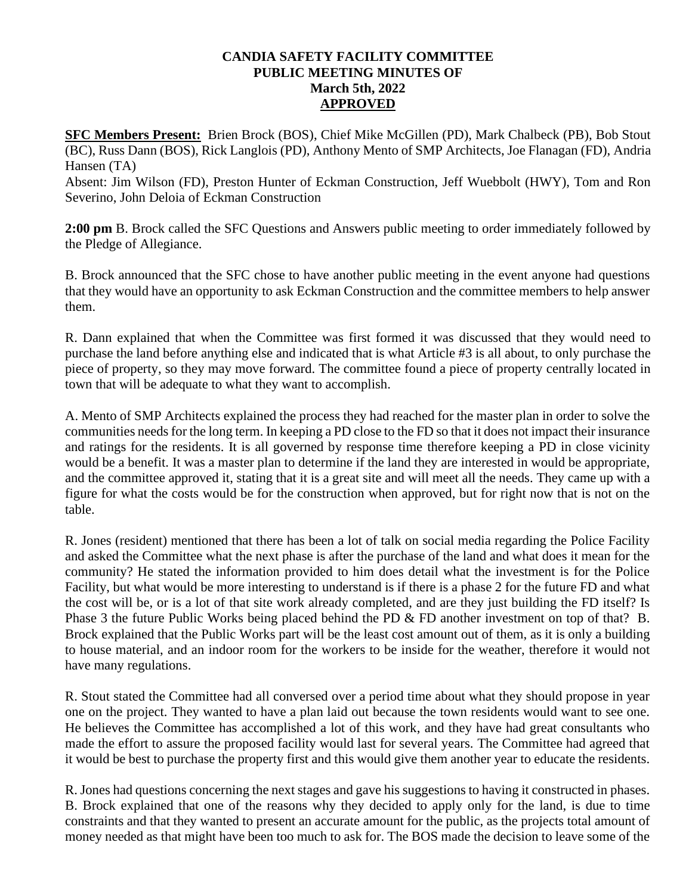# CANDIA SAFETY FACILITY COMMITTEE
## PUBLIC MEETING MINUTES OF
## March 5th, 2022
## APPROVED

**SFC Members Present:** Brien Brock (BOS), Chief Mike McGillen (PD), Mark Chalbeck (PB), Bob Stout (BC), Russ Dann (BOS), Rick Langlois (PD), Anthony Mento of SMP Architects, Joe Flanagan (FD), Andria Hansen (TA)
Absent: Jim Wilson (FD), Preston Hunter of Eckman Construction, Jeff Wuebbolt (HWY), Tom and Ron Severino, John Deloia of Eckman Construction

**2:00 pm** B. Brock called the SFC Questions and Answers public meeting to order immediately followed by the Pledge of Allegiance.

B. Brock announced that the SFC chose to have another public meeting in the event anyone had questions that they would have an opportunity to ask Eckman Construction and the committee members to help answer them.

R. Dann explained that when the Committee was first formed it was discussed that they would need to purchase the land before anything else and indicated that is what Article #3 is all about, to only purchase the piece of property, so they may move forward. The committee found a piece of property centrally located in town that will be adequate to what they want to accomplish.

A. Mento of SMP Architects explained the process they had reached for the master plan in order to solve the communities needs for the long term. In keeping a PD close to the FD so that it does not impact their insurance and ratings for the residents. It is all governed by response time therefore keeping a PD in close vicinity would be a benefit. It was a master plan to determine if the land they are interested in would be appropriate, and the committee approved it, stating that it is a great site and will meet all the needs. They came up with a figure for what the costs would be for the construction when approved, but for right now that is not on the table.

R. Jones (resident) mentioned that there has been a lot of talk on social media regarding the Police Facility and asked the Committee what the next phase is after the purchase of the land and what does it mean for the community? He stated the information provided to him does detail what the investment is for the Police Facility, but what would be more interesting to understand is if there is a phase 2 for the future FD and what the cost will be, or is a lot of that site work already completed, and are they just building the FD itself? Is Phase 3 the future Public Works being placed behind the PD & FD another investment on top of that? B. Brock explained that the Public Works part will be the least cost amount out of them, as it is only a building to house material, and an indoor room for the workers to be inside for the weather, therefore it would not have many regulations.

R. Stout stated the Committee had all conversed over a period time about what they should propose in year one on the project. They wanted to have a plan laid out because the town residents would want to see one. He believes the Committee has accomplished a lot of this work, and they have had great consultants who made the effort to assure the proposed facility would last for several years. The Committee had agreed that it would be best to purchase the property first and this would give them another year to educate the residents.

R. Jones had questions concerning the next stages and gave his suggestions to having it constructed in phases. B. Brock explained that one of the reasons why they decided to apply only for the land, is due to time constraints and that they wanted to present an accurate amount for the public, as the projects total amount of money needed as that might have been too much to ask for. The BOS made the decision to leave some of the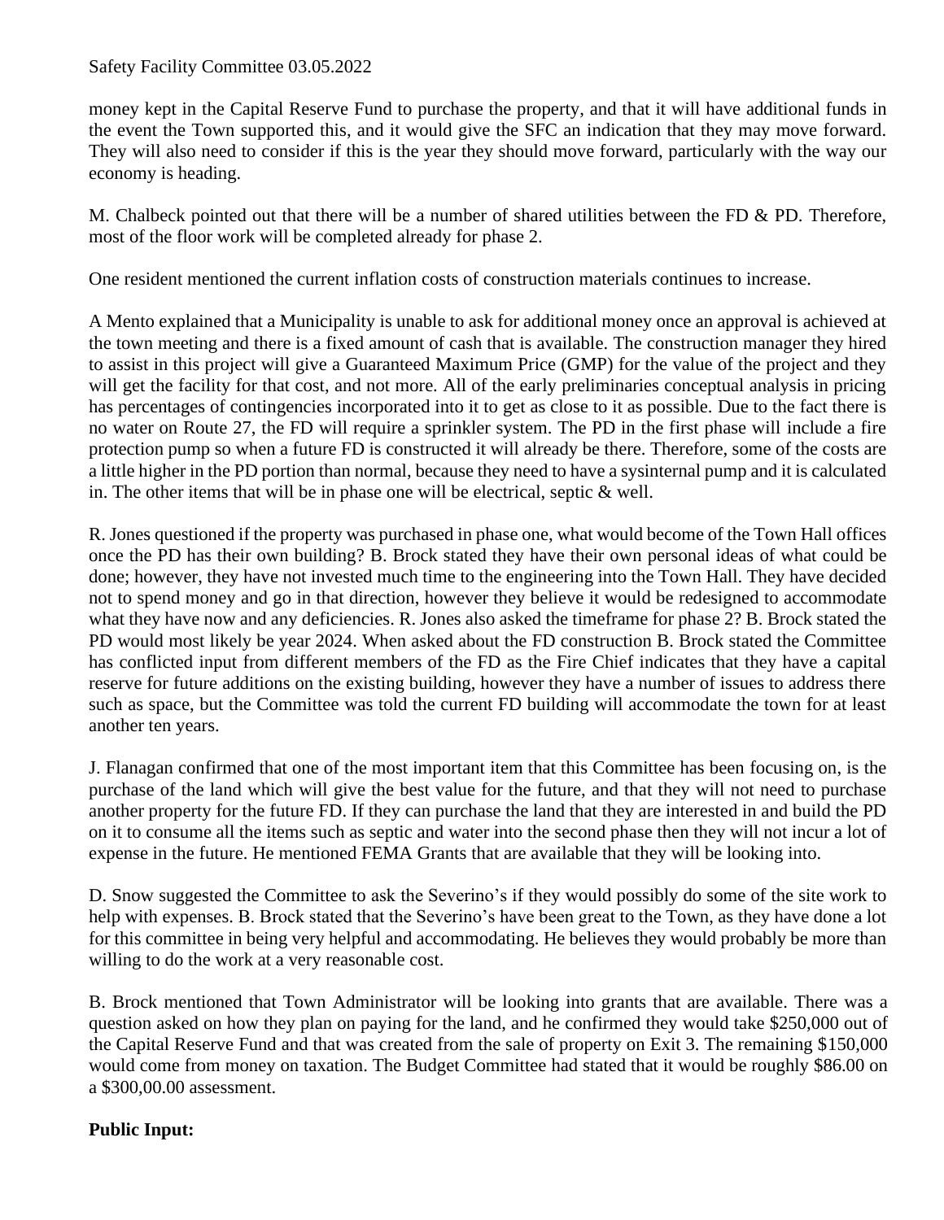money kept in the Capital Reserve Fund to purchase the property, and that it will have additional funds in the event the Town supported this, and it would give the SFC an indication that they may move forward. They will also need to consider if this is the year they should move forward, particularly with the way our economy is heading.

M. Chalbeck pointed out that there will be a number of shared utilities between the FD & PD. Therefore, most of the floor work will be completed already for phase 2.

One resident mentioned the current inflation costs of construction materials continues to increase.

A Mento explained that a Municipality is unable to ask for additional money once an approval is achieved at the town meeting and there is a fixed amount of cash that is available. The construction manager they hired to assist in this project will give a Guaranteed Maximum Price (GMP) for the value of the project and they will get the facility for that cost, and not more. All of the early preliminaries conceptual analysis in pricing has percentages of contingencies incorporated into it to get as close to it as possible. Due to the fact there is no water on Route 27, the FD will require a sprinkler system. The PD in the first phase will include a fire protection pump so when a future FD is constructed it will already be there. Therefore, some of the costs are a little higher in the PD portion than normal, because they need to have a sysinternal pump and it is calculated in. The other items that will be in phase one will be electrical, septic & well.

R. Jones questioned if the property was purchased in phase one, what would become of the Town Hall offices once the PD has their own building? B. Brock stated they have their own personal ideas of what could be done; however, they have not invested much time to the engineering into the Town Hall. They have decided not to spend money and go in that direction, however they believe it would be redesigned to accommodate what they have now and any deficiencies. R. Jones also asked the timeframe for phase 2? B. Brock stated the PD would most likely be year 2024. When asked about the FD construction B. Brock stated the Committee has conflicted input from different members of the FD as the Fire Chief indicates that they have a capital reserve for future additions on the existing building, however they have a number of issues to address there such as space, but the Committee was told the current FD building will accommodate the town for at least another ten years.

J. Flanagan confirmed that one of the most important item that this Committee has been focusing on, is the purchase of the land which will give the best value for the future, and that they will not need to purchase another property for the future FD. If they can purchase the land that they are interested in and build the PD on it to consume all the items such as septic and water into the second phase then they will not incur a lot of expense in the future. He mentioned FEMA Grants that are available that they will be looking into.

D. Snow suggested the Committee to ask the Severino's if they would possibly do some of the site work to help with expenses. B. Brock stated that the Severino's have been great to the Town, as they have done a lot for this committee in being very helpful and accommodating. He believes they would probably be more than willing to do the work at a very reasonable cost.

B. Brock mentioned that Town Administrator will be looking into grants that are available. There was a question asked on how they plan on paying for the land, and he confirmed they would take $250,000 out of the Capital Reserve Fund and that was created from the sale of property on Exit 3. The remaining $150,000 would come from money on taxation. The Budget Committee had stated that it would be roughly $86.00 on a $300,00.00 assessment.

**Public Input:**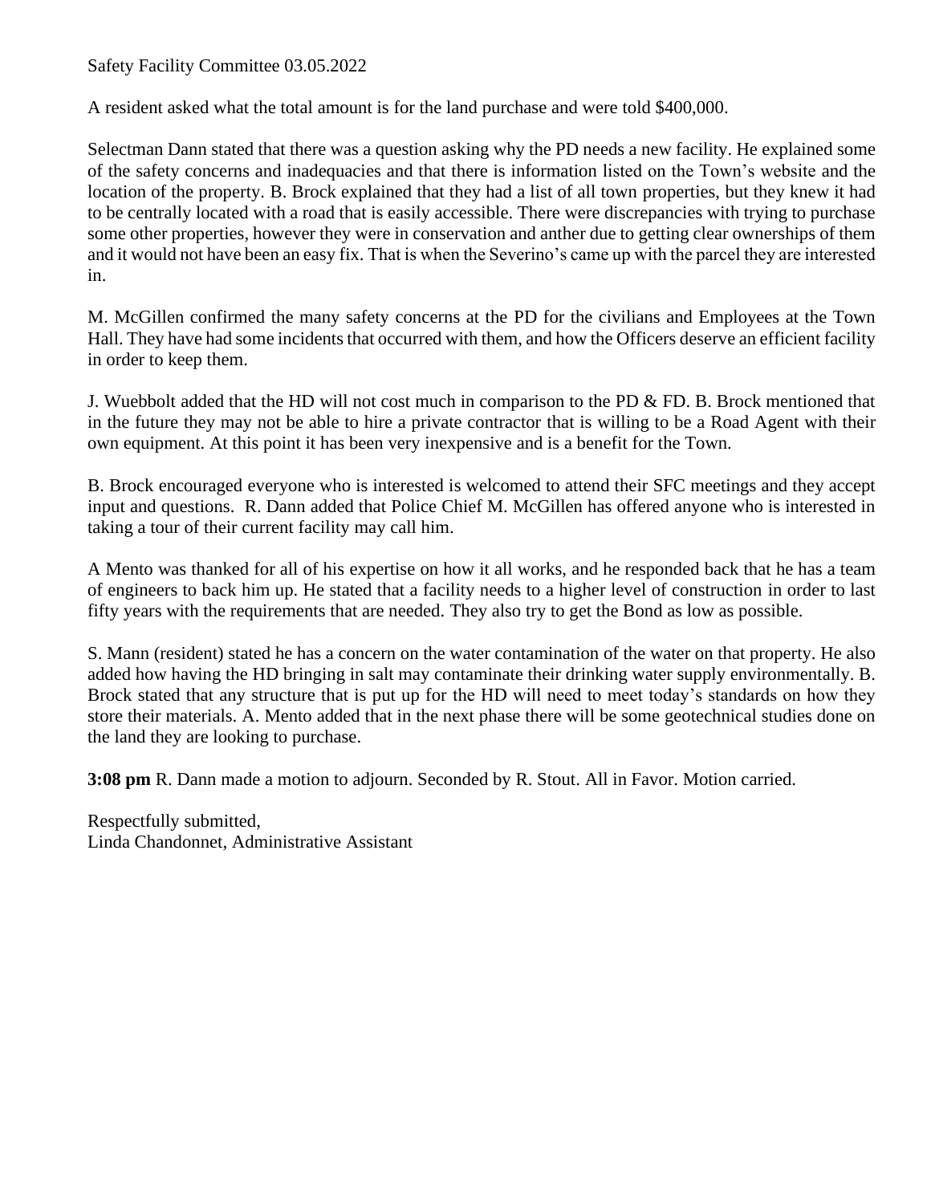Safety Facility Committee 03.05.2022

A resident asked what the total amount is for the land purchase and were told $400,000.

Selectman Dann stated that there was a question asking why the PD needs a new facility. He explained some of the safety concerns and inadequacies and that there is information listed on the Town's website and the location of the property. B. Brock explained that they had a list of all town properties, but they knew it had to be centrally located with a road that is easily accessible. There were discrepancies with trying to purchase some other properties, however they were in conservation and anther due to getting clear ownerships of them and it would not have been an easy fix. That is when the Severino's came up with the parcel they are interested in.

M. McGillen confirmed the many safety concerns at the PD for the civilians and Employees at the Town Hall. They have had some incidents that occurred with them, and how the Officers deserve an efficient facility in order to keep them.

J. Wuebbolt added that the HD will not cost much in comparison to the PD & FD. B. Brock mentioned that in the future they may not be able to hire a private contractor that is willing to be a Road Agent with their own equipment. At this point it has been very inexpensive and is a benefit for the Town.

B. Brock encouraged everyone who is interested is welcomed to attend their SFC meetings and they accept input and questions. R. Dann added that Police Chief M. McGillen has offered anyone who is interested in taking a tour of their current facility may call him.

A Mento was thanked for all of his expertise on how it all works, and he responded back that he has a team of engineers to back him up. He stated that a facility needs to a higher level of construction in order to last fifty years with the requirements that are needed. They also try to get the Bond as low as possible.

S. Mann (resident) stated he has a concern on the water contamination of the water on that property. He also added how having the HD bringing in salt may contaminate their drinking water supply environmentally. B. Brock stated that any structure that is put up for the HD will need to meet today's standards on how they store their materials. A. Mento added that in the next phase there will be some geotechnical studies done on the land they are looking to purchase.

**3:08 pm** R. Dann made a motion to adjourn. Seconded by R. Stout. All in Favor. Motion carried.

Respectfully submitted,
Linda Chandonnet, Administrative Assistant